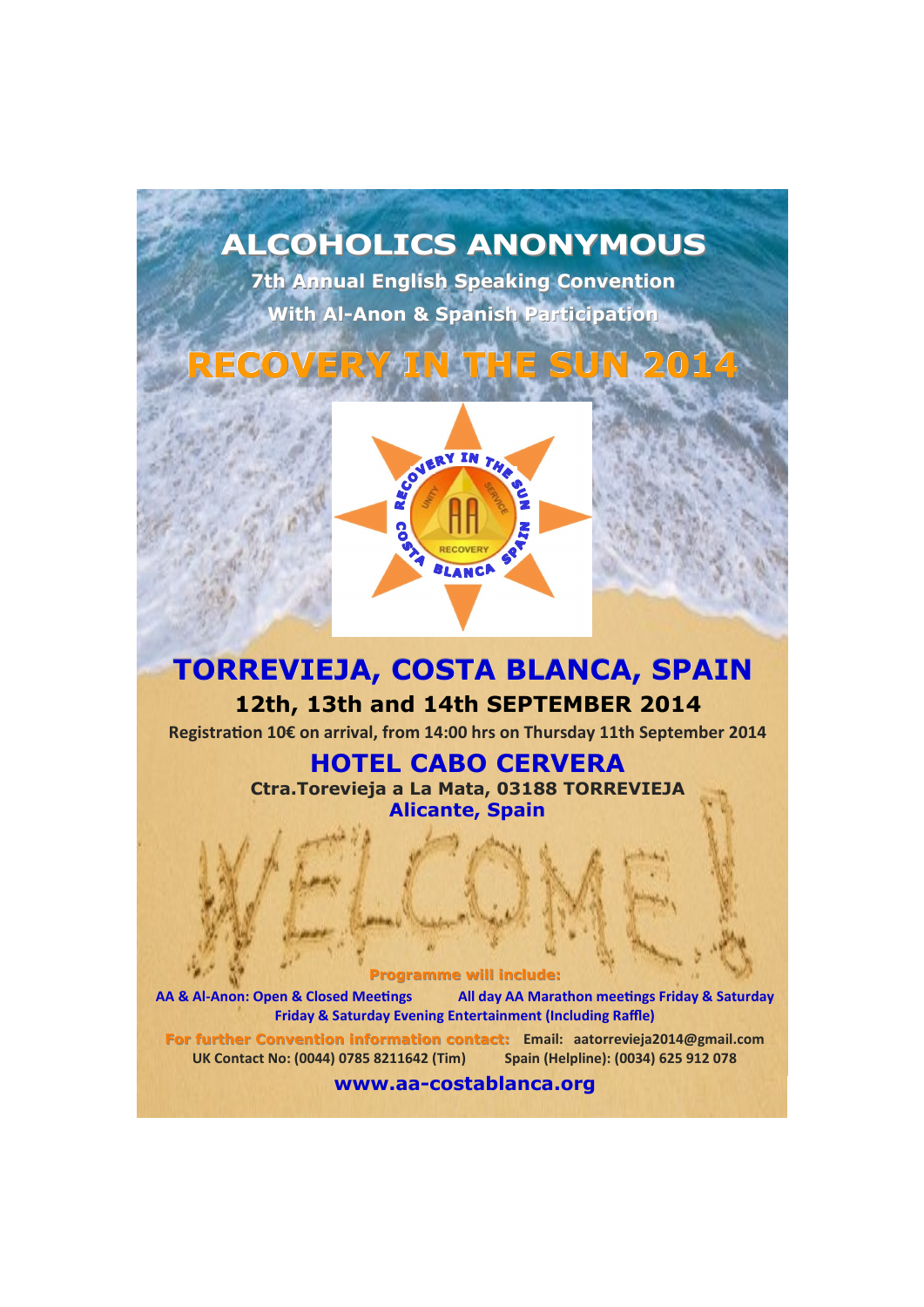# ALCOHOLICS ANONYMOUS

**7th Annual English Speaking Convention**

**With Al-Anon & Spanish Participation**

# RECOVERY IN THE SUN 2014

## TORREVIEJA, COSTA BLANCA, SPAIN

**12th, 13th and 14th SEPTEMBER 2014**

**Registration 10€ on arrival, from 14:00 hrs on Thursday 11th September 2014**

## HOTEL CABO CERVERA

**Ctra.Torevieja a La Mata, 03188 TORREVIEJA**

**Alicante, Spain**

WELCOME!

**Programme will include:**

**AA & Al-Anon: Open & Closed Meetings** **All day AA Marathon meetings Friday & Saturday**

**Friday & Saturday Evening Entertainment (Including Raffle)**

**For further Convention information contact:** **Email: aatorrevieja2014@gmail.com**

**UK Contact No: (0044) 0785 8211642 (Tim)** **Spain (Helpline): (0034) 625 912 078**

**www.aa-costablanca.org**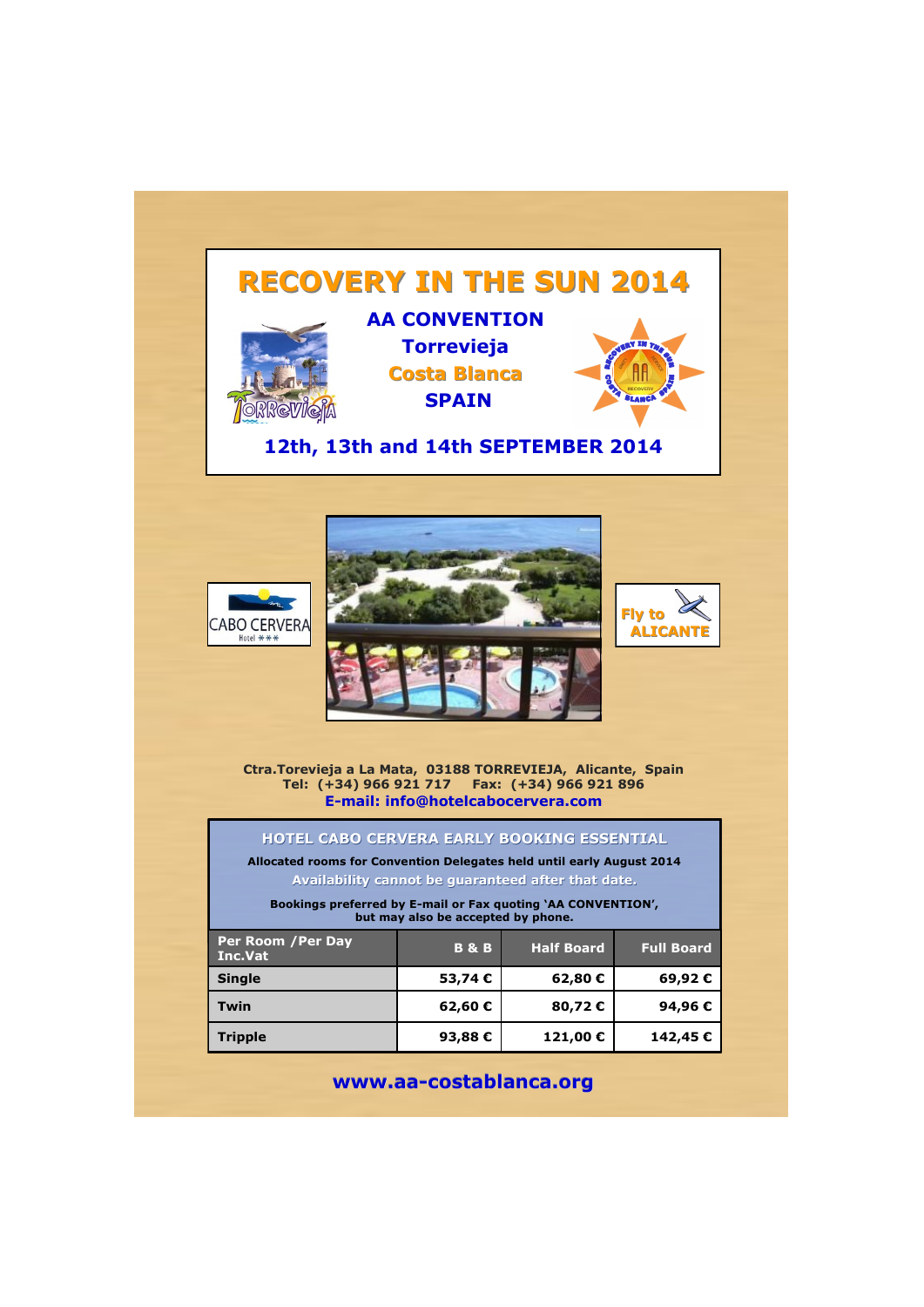# RECOVERY IN THE SUN 2014

**AA CONVENTION**
**Torrevieja**
**Costa Blanca**
**SPAIN**

## 12th, 13th and 14th SEPTEMBER 2014

CABO CERVERA Hotel ***

Fly to ALICANTE

**Ctra.Torevieja a La Mata, 03188 TORREVIEJA, Alicante, Spain**
**Tel: (+34) 966 921 717 Fax: (+34) 966 921 896**
**E-mail: info@hotelcabocervera.com**

**HOTEL CABO CERVERA EARLY BOOKING ESSENTIAL**

**Allocated rooms for Convention Delegates held until early August 2014**

Availability cannot be guaranteed after that date.

**Bookings preferred by E-mail or Fax quoting 'AA CONVENTION', but may also be accepted by phone.**

| Per Room /Per Day Inc.Vat | B & B | Half Board | Full Board |
|---|---|---|---|
| Single | 53,74 € | 62,80 € | 69,92 € |
| Twin | 62,60 € | 80,72 € | 94,96 € |
| Tripple | 93,88 € | 121,00 € | 142,45 € |

**www.aa-costablanca.org**